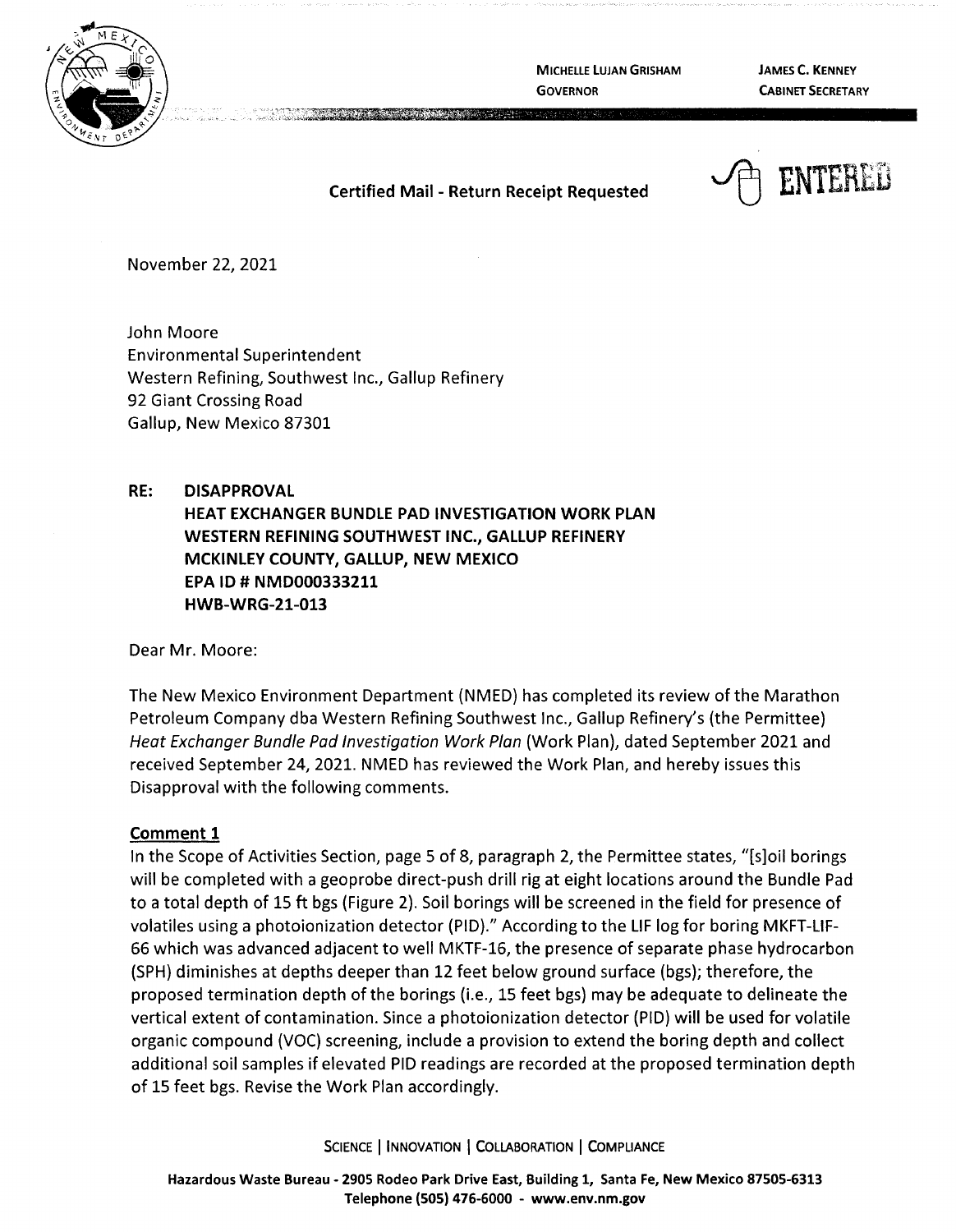MICHELLE LUJAN GRISHAM
GOVERNOR

JAMES C. KENNEY
CABINET SECRETARY

**Certified Mail - Return Receipt Requested**

ENTERED

November 22, 2021

John Moore
Environmental Superintendent
Western Refining, Southwest Inc., Gallup Refinery
92 Giant Crossing Road
Gallup, New Mexico 87301

**RE: DISAPPROVAL**
**HEAT EXCHANGER BUNDLE PAD INVESTIGATION WORK PLAN**
**WESTERN REFINING SOUTHWEST INC., GALLUP REFINERY**
**MCKINLEY COUNTY, GALLUP, NEW MEXICO**
**EPA ID # NMD000333211**
**HWB-WRG-21-013**

Dear Mr. Moore:

The New Mexico Environment Department (NMED) has completed its review of the Marathon Petroleum Company dba Western Refining Southwest Inc., Gallup Refinery's (the Permittee) *Heat Exchanger Bundle Pad Investigation Work Plan* (Work Plan), dated September 2021 and received September 24, 2021. NMED has reviewed the Work Plan, and hereby issues this Disapproval with the following comments.

**Comment 1**

In the Scope of Activities Section, page 5 of 8, paragraph 2, the Permittee states, "[s]oil borings will be completed with a geoprobe direct-push drill rig at eight locations around the Bundle Pad to a total depth of 15 ft bgs (Figure 2). Soil borings will be screened in the field for presence of volatiles using a photoionization detector (PID)." According to the LIF log for boring MKFT-LIF-66 which was advanced adjacent to well MKTF-16, the presence of separate phase hydrocarbon (SPH) diminishes at depths deeper than 12 feet below ground surface (bgs); therefore, the proposed termination depth of the borings (i.e., 15 feet bgs) may be adequate to delineate the vertical extent of contamination. Since a photoionization detector (PID) will be used for volatile organic compound (VOC) screening, include a provision to extend the boring depth and collect additional soil samples if elevated PID readings are recorded at the proposed termination depth of 15 feet bgs. Revise the Work Plan accordingly.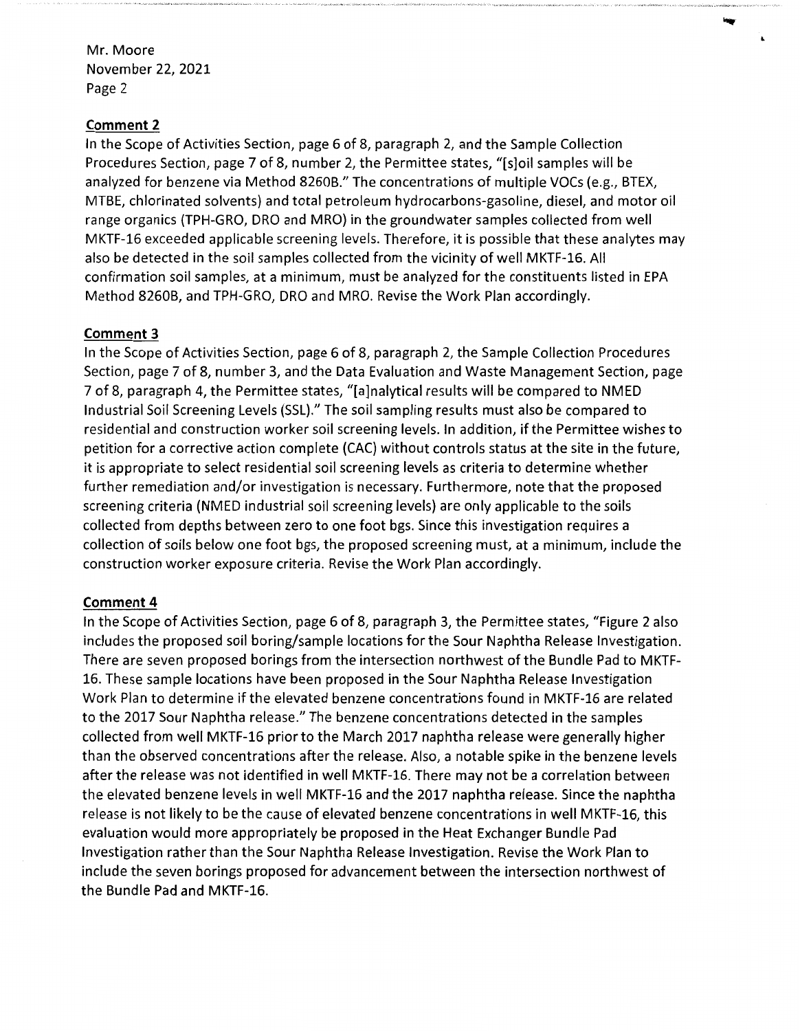## Comment 2

In the Scope of Activities Section, page 6 of 8, paragraph 2, and the Sample Collection Procedures Section, page 7 of 8, number 2, the Permittee states, "[s]oil samples will be analyzed for benzene via Method 8260B." The concentrations of multiple VOCs (e.g., BTEX, MTBE, chlorinated solvents) and total petroleum hydrocarbons-gasoline, diesel, and motor oil range organics (TPH-GRO, DRO and MRO) in the groundwater samples collected from well MKTF-16 exceeded applicable screening levels. Therefore, it is possible that these analytes may also be detected in the soil samples collected from the vicinity of well MKTF-16. All confirmation soil samples, at a minimum, must be analyzed for the constituents listed in EPA Method 8260B, and TPH-GRO, DRO and MRO. Revise the Work Plan accordingly.

## Comment 3

In the Scope of Activities Section, page 6 of 8, paragraph 2, the Sample Collection Procedures Section, page 7 of 8, number 3, and the Data Evaluation and Waste Management Section, page 7 of 8, paragraph 4, the Permittee states, "[a]nalytical results will be compared to NMED Industrial Soil Screening Levels (SSL)." The soil sampling results must also be compared to residential and construction worker soil screening levels. In addition, if the Permittee wishes to petition for a corrective action complete (CAC) without controls status at the site in the future, it is appropriate to select residential soil screening levels as criteria to determine whether further remediation and/or investigation is necessary. Furthermore, note that the proposed screening criteria (NMED industrial soil screening levels) are only applicable to the soils collected from depths between zero to one foot bgs. Since this investigation requires a collection of soils below one foot bgs, the proposed screening must, at a minimum, include the construction worker exposure criteria. Revise the Work Plan accordingly.

## Comment 4

In the Scope of Activities Section, page 6 of 8, paragraph 3, the Permittee states, "Figure 2 also includes the proposed soil boring/sample locations for the Sour Naphtha Release Investigation. There are seven proposed borings from the intersection northwest of the Bundle Pad to MKTF-16. These sample locations have been proposed in the Sour Naphtha Release Investigation Work Plan to determine if the elevated benzene concentrations found in MKTF-16 are related to the 2017 Sour Naphtha release." The benzene concentrations detected in the samples collected from well MKTF-16 prior to the March 2017 naphtha release were generally higher than the observed concentrations after the release. Also, a notable spike in the benzene levels after the release was not identified in well MKTF-16. There may not be a correlation between the elevated benzene levels in well MKTF-16 and the 2017 naphtha release. Since the naphtha release is not likely to be the cause of elevated benzene concentrations in well MKTF-16, this evaluation would more appropriately be proposed in the Heat Exchanger Bundle Pad Investigation rather than the Sour Naphtha Release Investigation. Revise the Work Plan to include the seven borings proposed for advancement between the intersection northwest of the Bundle Pad and MKTF-16.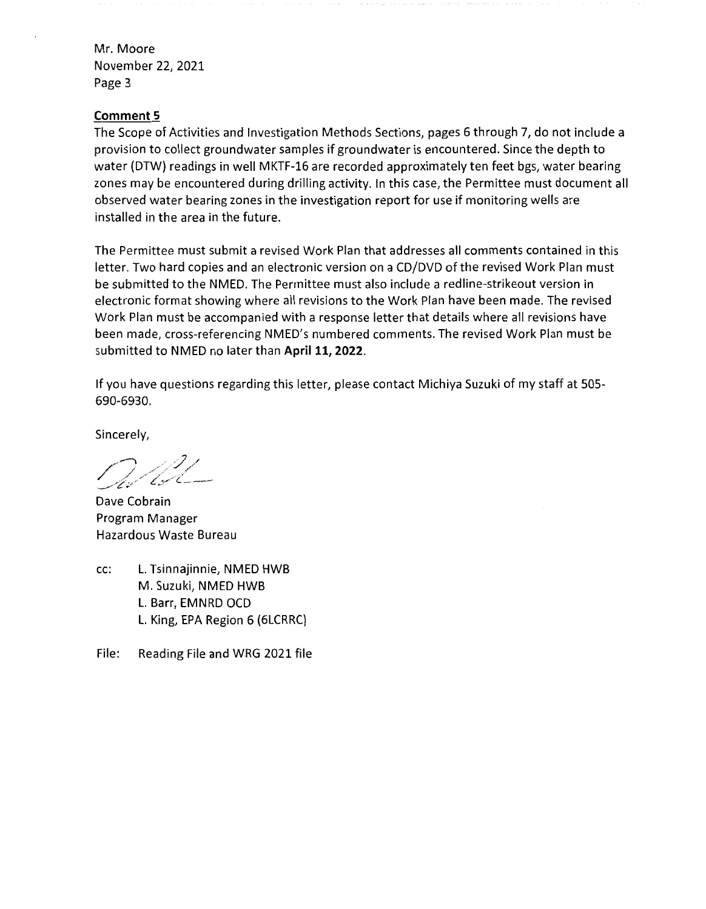Mr. Moore
November 22, 2021
Page 3

**Comment 5**

The Scope of Activities and Investigation Methods Sections, pages 6 through 7, do not include a provision to collect groundwater samples if groundwater is encountered. Since the depth to water (DTW) readings in well MKTF-16 are recorded approximately ten feet bgs, water bearing zones may be encountered during drilling activity. In this case, the Permittee must document all observed water bearing zones in the investigation report for use if monitoring wells are installed in the area in the future.

The Permittee must submit a revised Work Plan that addresses all comments contained in this letter. Two hard copies and an electronic version on a CD/DVD of the revised Work Plan must be submitted to the NMED. The Permittee must also include a redline-strikeout version in electronic format showing where all revisions to the Work Plan have been made. The revised Work Plan must be accompanied with a response letter that details where all revisions have been made, cross-referencing NMED's numbered comments. The revised Work Plan must be submitted to NMED no later than **April 11, 2022**.

If you have questions regarding this letter, please contact Michiya Suzuki of my staff at 505-690-6930.

Sincerely,

Dave Cobrain
Program Manager
Hazardous Waste Bureau

cc: L. Tsinnajinnie, NMED HWB
M. Suzuki, NMED HWB
L. Barr, EMNRD OCD
L. King, EPA Region 6 (6LCRRC)

File: Reading File and WRG 2021 file